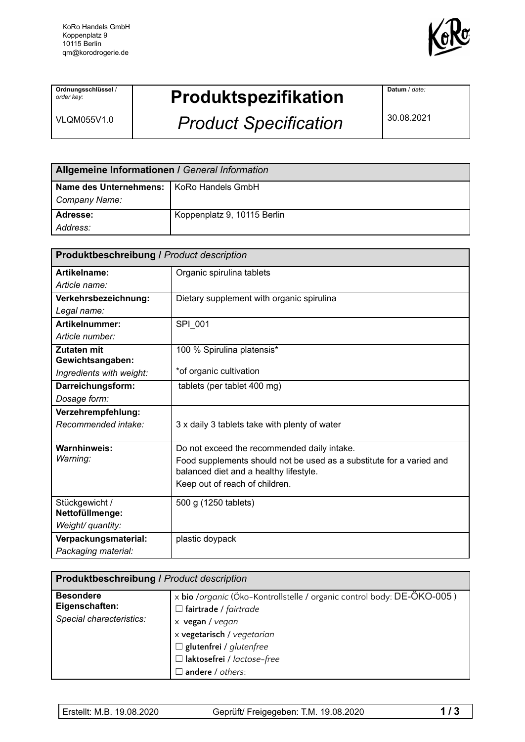KoRo Handels GmbH
Koppenplatz 9
10115 Berlin
qm@korodrogerie.de

| **Ordnungsschlüssel** / *order key:* VLQM055V1.0 | **Produktspezifikation** *Product Specification* | **Datum** / *date:* 30.08.2021 |
|---|---|---|

| **Allgemeine Informationen /** *General Information* | |
|---|---|
| **Name des Unternehmens:** *Company Name:* | KoRo Handels GmbH |
| **Adresse:** *Address:* | Koppenplatz 9, 10115 Berlin |

| **Produktbeschreibung /** *Product description* | |
|---|---|
| **Artikelname:** *Article name:* | Organic spirulina tablets |
| **Verkehrsbezeichnung:** *Legal name:* | Dietary supplement with organic spirulina |
| **Artikelnummer:** *Article number:* | SPI_001 |
| **Zutaten mit Gewichtsangaben:** *Ingredients with weight:* | 100 % Spirulina platensis* <br> *of organic cultivation |
| **Darreichungsform:** *Dosage form:* | tablets (per tablet 400 mg) |
| **Verzehrempfehlung:** *Recommended intake:* | 3 x daily 3 tablets take with plenty of water |
| **Warnhinweis:** *Warning:* | Do not exceed the recommended daily intake. <br> Food supplements should not be used as a substitute for a varied and balanced diet and a healthy lifestyle. <br> Keep out of reach of children. |
| Stückgewicht / **Nettofüllmenge:** *Weight/ quantity:* | 500 g (1250 tablets) |
| **Verpackungsmaterial:** *Packaging material:* | plastic doypack |

| **Produktbeschreibung /** *Product description* | |
|---|---|
| **Besondere Eigenschaften:** *Special characteristics:* | x **bio** /*organic* (Öko-Kontrollstelle / organic control body: DE-ÖKO-005 ) <br> ☐ **fairtrade** / *fairtrade* <br> x **vegan** / *vegan* <br> x **vegetarisch** / *vegetarian* <br> ☐ **glutenfrei** / *glutenfree* <br> ☐ **laktosefrei** / *lactose-free* <br> ☐ **andere** / *others*: |

Erstellt: M.B. 19.08.2020 | Geprüft/ Freigegeben: T.M. 19.08.2020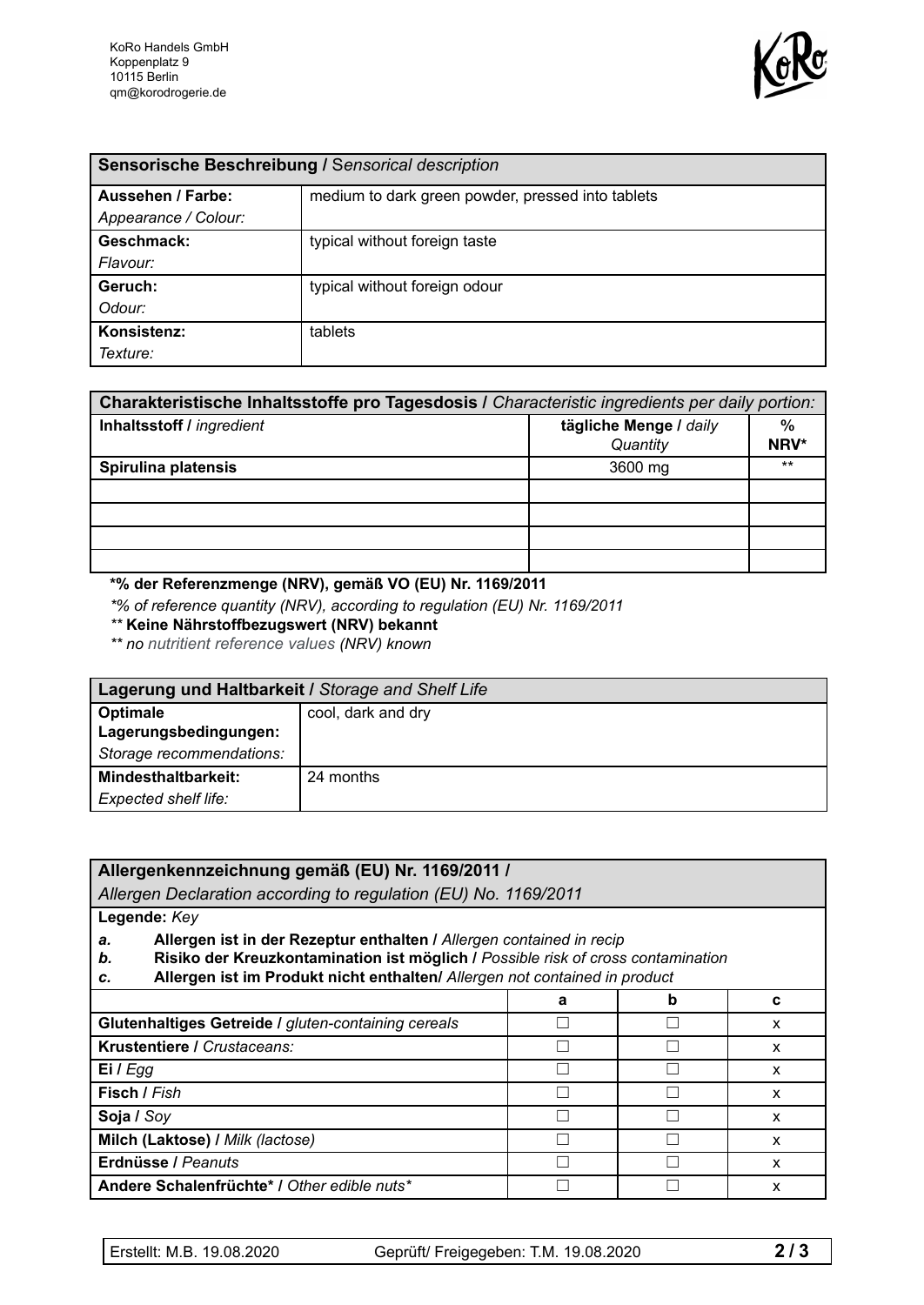KoRo Handels GmbH
Koppenplatz 9
10115 Berlin
qm@korodrogerie.de

| **Sensorische Beschreibung /** *Sensorical description* | |
|---|---|
| **Aussehen / Farbe:** *Appearance / Colour:* | medium to dark green powder, pressed into tablets |
| **Geschmack:** *Flavour:* | typical without foreign taste |
| **Geruch:** *Odour:* | typical without foreign odour |
| **Konsistenz:** *Texture:* | tablets |

| **Charakteristische Inhaltsstoffe pro Tagesdosis /** *Characteristic ingredients per daily portion:* | | |
|---|---|---|
| **Inhaltsstoff /** *ingredient* | **tägliche Menge /** *daily Quantity* | **% NRV*** |
| **Spirulina platensis** | 3600 mg | ** |
| | | |
| | | |
| | | |
| | | |

**\*% der Referenzmenge (NRV), gemäß VO (EU) Nr. 1169/2011**

*\*% of reference quantity (NRV), according to regulation (EU) Nr. 1169/2011*

*\*\** **Keine Nährstoffbezugswert (NRV) bekannt**

*\*\* no nutritient reference values (NRV) known*

| **Lagerung und Haltbarkeit /** *Storage and Shelf Life* | |
|---|---|
| **Optimale Lagerungsbedingungen:** *Storage recommendations:* | cool, dark and dry |
| **Mindesthaltbarkeit:** *Expected shelf life:* | 24 months |

**Allergenkennzeichnung gemäß (EU) Nr. 1169/2011 /**
*Allergen Declaration according to regulation (EU) No. 1169/2011*

**Legende:** *Key*

- *a.* **Allergen ist in der Rezeptur enthalten /** *Allergen contained in recip*
- *b.* **Risiko der Kreuzkontamination ist möglich /** *Possible risk of cross contamination*
- *c.* **Allergen ist im Produkt nicht enthalten/** *Allergen not contained in product*

| | a | b | c |
|---|---|---|---|
| **Glutenhaltiges Getreide /** *gluten-containing cereals* | ☐ | ☐ | x |
| **Krustentiere /** *Crustaceans:* | ☐ | ☐ | x |
| **Ei /** *Egg* | ☐ | ☐ | x |
| **Fisch /** *Fish* | ☐ | ☐ | x |
| **Soja /** *Soy* | ☐ | ☐ | x |
| **Milch (Laktose) /** *Milk (lactose)* | ☐ | ☐ | x |
| **Erdnüsse /** *Peanuts* | ☐ | ☐ | x |
| **Andere Schalenfrüchte\* /** *Other edible nuts\** | ☐ | ☐ | x |

Erstellt: M.B. 19.08.2020 | Geprüft/ Freigegeben: T.M. 19.08.2020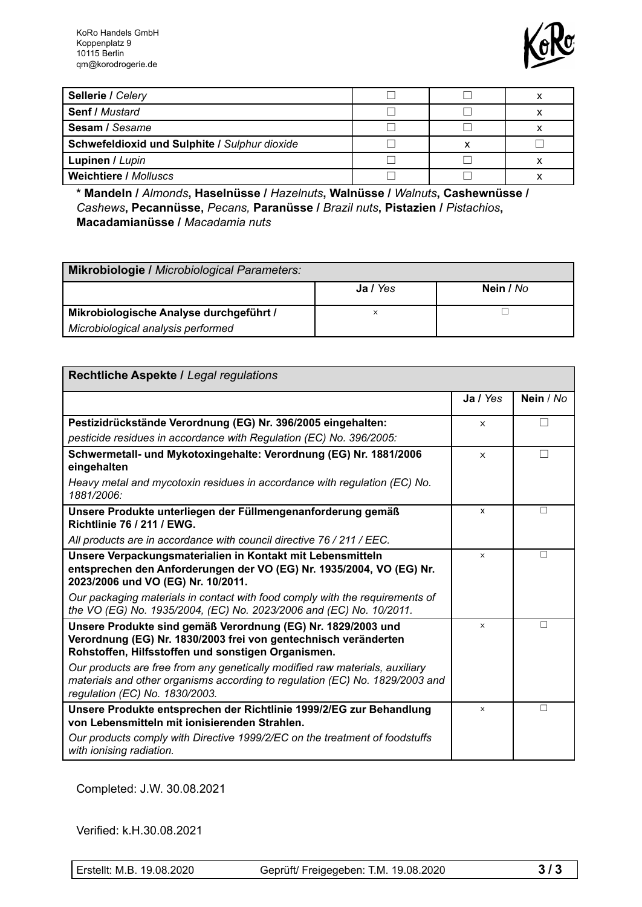| | | | |
|---|---|---|---|
| **Sellerie /** *Celery* | ☐ | ☐ | x |
| **Senf /** *Mustard* | ☐ | ☐ | x |
| **Sesam /** *Sesame* | ☐ | ☐ | x |
| **Schwefeldioxid und Sulphite /** *Sulphur dioxide* | ☐ | x | ☐ |
| **Lupinen /** *Lupin* | ☐ | ☐ | x |
| **Weichtiere /** *Molluscs* | ☐ | ☐ | x |

**\* Mandeln /** *Almonds*, **Haselnüsse /** *Hazelnuts*, **Walnüsse /** *Walnuts*, **Cashewnüsse /** *Cashews*, **Pecannüsse,** *Pecans,* **Paranüsse /** *Brazil nuts*, **Pistazien /** *Pistachios*, **Macadamianüsse /** *Macadamia nuts*

| **Mikrobiologie /** *Microbiological Parameters:* | | |
|---|---|---|
| | **Ja /** *Yes* | **Nein /** *No* |
| **Mikrobiologische Analyse durchgeführt /** *Microbiological analysis performed* | x | ☐ |

| **Rechtliche Aspekte /** *Legal regulations* | | |
|---|---|---|
| | **Ja /** *Yes* | **Nein** / *No* |
| **Pestizidrückstände Verordnung (EG) Nr. 396/2005 eingehalten:** *pesticide residues in accordance with Regulation (EC) No. 396/2005:* | x | ☐ |
| **Schwermetall- und Mykotoxingehalte: Verordnung (EG) Nr. 1881/2006 eingehalten** *Heavy metal and mycotoxin residues in accordance with regulation (EC) No. 1881/2006:* | x | ☐ |
| **Unsere Produkte unterliegen der Füllmengenanforderung gemäß Richtlinie 76 / 211 / EWG.** *All products are in accordance with council directive 76 / 211 / EEC.* | x | ☐ |
| **Unsere Verpackungsmaterialien in Kontakt mit Lebensmitteln entsprechen den Anforderungen der VO (EG) Nr. 1935/2004, VO (EG) Nr. 2023/2006 und VO (EG) Nr. 10/2011.** *Our packaging materials in contact with food comply with the requirements of the VO (EG) No. 1935/2004, (EC) No. 2023/2006 and (EC) No. 10/2011.* | x | ☐ |
| **Unsere Produkte sind gemäß Verordnung (EG) Nr. 1829/2003 und Verordnung (EG) Nr. 1830/2003 frei von gentechnisch veränderten Rohstoffen, Hilfsstoffen und sonstigen Organismen.** *Our products are free from any genetically modified raw materials, auxiliary materials and other organisms according to regulation (EC) No. 1829/2003 and regulation (EC) No. 1830/2003.* | x | ☐ |
| **Unsere Produkte entsprechen der Richtlinie 1999/2/EG zur Behandlung von Lebensmitteln mit ionisierenden Strahlen.** *Our products comply with Directive 1999/2/EC on the treatment of foodstuffs with ionising radiation.* | x | ☐ |

Completed: J.W. 30.08.2021

Verified: k.H.30.08.2021

| | | |
|---|---|---|
| Erstellt: M.B. 19.08.2020 | Geprüft/ Freigegeben: T.M. 19.08.2020 | **3 / 3** |